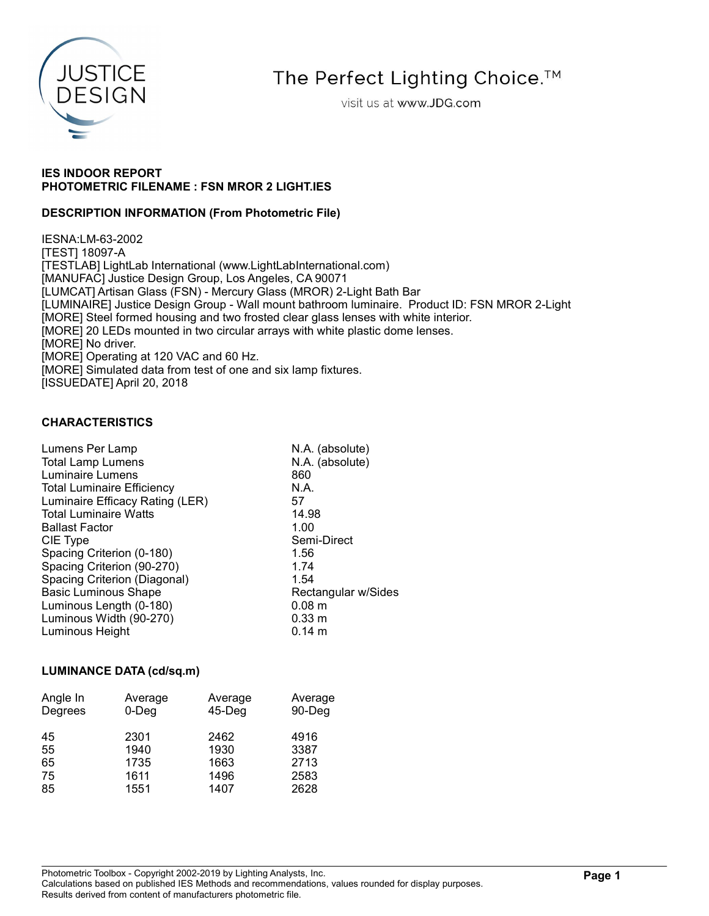JUSTICE DESIGN

The Perfect Lighting Choice.™

visit us at www.JDG.com

**IES INDOOR REPORT**
**PHOTOMETRIC FILENAME : FSN MROR 2 LIGHT.IES**

**DESCRIPTION INFORMATION (From Photometric File)**

IESNA:LM-63-2002
[TEST] 18097-A
[TESTLAB] LightLab International (www.LightLabInternational.com)
[MANUFAC] Justice Design Group, Los Angeles, CA 90071
[LUMCAT] Artisan Glass (FSN) - Mercury Glass (MROR) 2-Light Bath Bar
[LUMINAIRE] Justice Design Group - Wall mount bathroom luminaire. Product ID: FSN MROR 2-Light
[MORE] Steel formed housing and two frosted clear glass lenses with white interior.
[MORE] 20 LEDs mounted in two circular arrays with white plastic dome lenses.
[MORE] No driver.
[MORE] Operating at 120 VAC and 60 Hz.
[MORE] Simulated data from test of one and six lamp fixtures.
[ISSUEDATE] April 20, 2018

**CHARACTERISTICS**

| | |
|---|---|
| Lumens Per Lamp | N.A. (absolute) |
| Total Lamp Lumens | N.A. (absolute) |
| Luminaire Lumens | 860 |
| Total Luminaire Efficiency | N.A. |
| Luminaire Efficacy Rating (LER) | 57 |
| Total Luminaire Watts | 14.98 |
| Ballast Factor | 1.00 |
| CIE Type | Semi-Direct |
| Spacing Criterion (0-180) | 1.56 |
| Spacing Criterion (90-270) | 1.74 |
| Spacing Criterion (Diagonal) | 1.54 |
| Basic Luminous Shape | Rectangular w/Sides |
| Luminous Length (0-180) | 0.08 m |
| Luminous Width (90-270) | 0.33 m |
| Luminous Height | 0.14 m |

**LUMINANCE DATA (cd/sq.m)**

| Angle In Degrees | Average 0-Deg | Average 45-Deg | Average 90-Deg |
|---|---|---|---|
| 45 | 2301 | 2462 | 4916 |
| 55 | 1940 | 1930 | 3387 |
| 65 | 1735 | 1663 | 2713 |
| 75 | 1611 | 1496 | 2583 |
| 85 | 1551 | 1407 | 2628 |

Photometric Toolbox - Copyright 2002-2019 by Lighting Analysts, Inc.
Calculations based on published IES Methods and recommendations, values rounded for display purposes.
Results derived from content of manufacturers photometric file.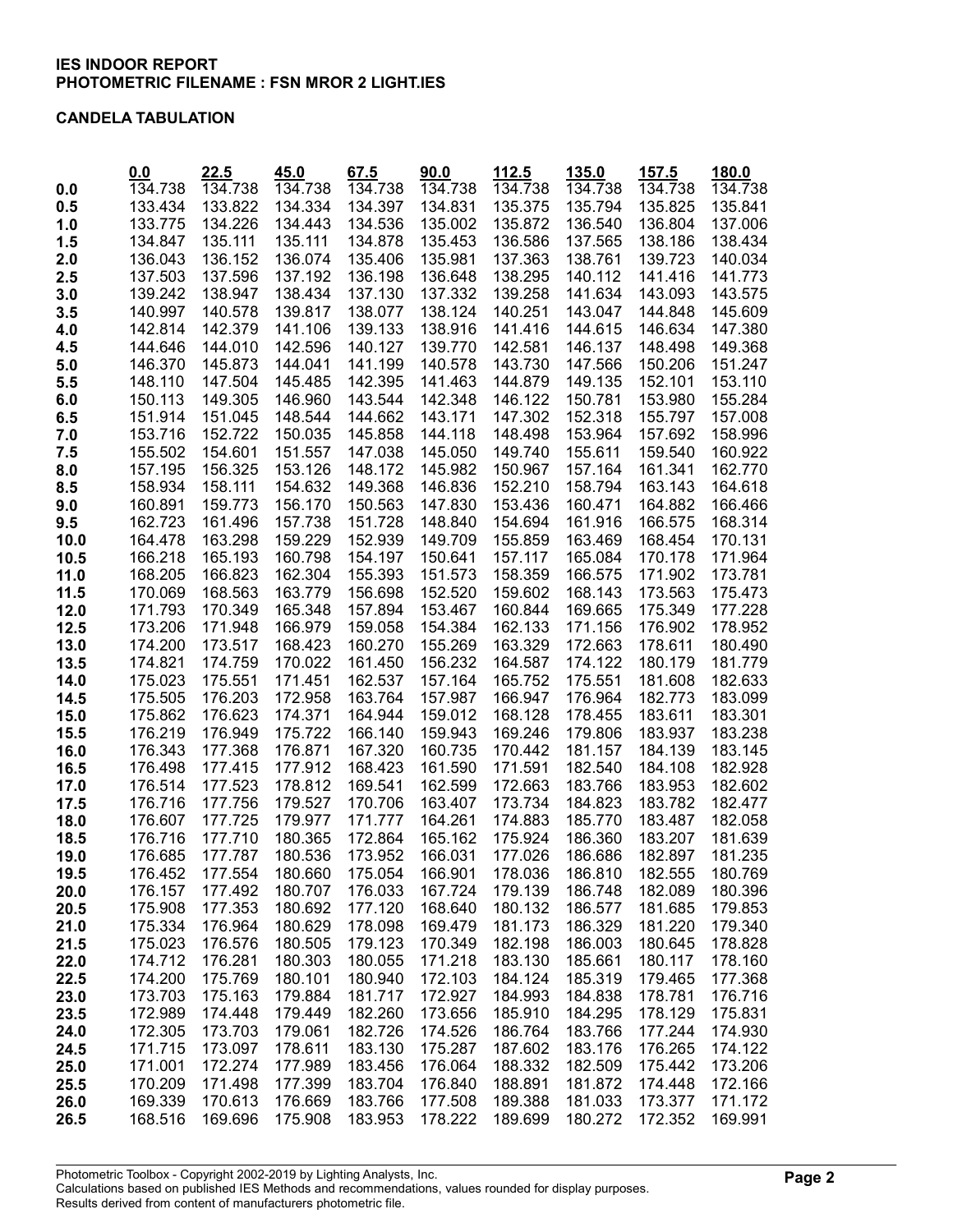**IES INDOOR REPORT**
**PHOTOMETRIC FILENAME : FSN MROR 2 LIGHT.IES**

**CANDELA TABULATION**

| | 0.0 | 22.5 | 45.0 | 67.5 | 90.0 | 112.5 | 135.0 | 157.5 | 180.0 |
|---|---|---|---|---|---|---|---|---|---|
| **0.0** | 134.738 | 134.738 | 134.738 | 134.738 | 134.738 | 134.738 | 134.738 | 134.738 | 134.738 |
| **0.5** | 133.434 | 133.822 | 134.334 | 134.397 | 134.831 | 135.375 | 135.794 | 135.825 | 135.841 |
| **1.0** | 133.775 | 134.226 | 134.443 | 134.536 | 135.002 | 135.872 | 136.540 | 136.804 | 137.006 |
| **1.5** | 134.847 | 135.111 | 135.111 | 134.878 | 135.453 | 136.586 | 137.565 | 138.186 | 138.434 |
| **2.0** | 136.043 | 136.152 | 136.074 | 135.406 | 135.981 | 137.363 | 138.761 | 139.723 | 140.034 |
| **2.5** | 137.503 | 137.596 | 137.192 | 136.198 | 136.648 | 138.295 | 140.112 | 141.416 | 141.773 |
| **3.0** | 139.242 | 138.947 | 138.434 | 137.130 | 137.332 | 139.258 | 141.634 | 143.093 | 143.575 |
| **3.5** | 140.997 | 140.578 | 139.817 | 138.077 | 138.124 | 140.251 | 143.047 | 144.848 | 145.609 |
| **4.0** | 142.814 | 142.379 | 141.106 | 139.133 | 138.916 | 141.416 | 144.615 | 146.634 | 147.380 |
| **4.5** | 144.646 | 144.010 | 142.596 | 140.127 | 139.770 | 142.581 | 146.137 | 148.498 | 149.368 |
| **5.0** | 146.370 | 145.873 | 144.041 | 141.199 | 140.578 | 143.730 | 147.566 | 150.206 | 151.247 |
| **5.5** | 148.110 | 147.504 | 145.485 | 142.395 | 141.463 | 144.879 | 149.135 | 152.101 | 153.110 |
| **6.0** | 150.113 | 149.305 | 146.960 | 143.544 | 142.348 | 146.122 | 150.781 | 153.980 | 155.284 |
| **6.5** | 151.914 | 151.045 | 148.544 | 144.662 | 143.171 | 147.302 | 152.318 | 155.797 | 157.008 |
| **7.0** | 153.716 | 152.722 | 150.035 | 145.858 | 144.118 | 148.498 | 153.964 | 157.692 | 158.996 |
| **7.5** | 155.502 | 154.601 | 151.557 | 147.038 | 145.050 | 149.740 | 155.611 | 159.540 | 160.922 |
| **8.0** | 157.195 | 156.325 | 153.126 | 148.172 | 145.982 | 150.967 | 157.164 | 161.341 | 162.770 |
| **8.5** | 158.934 | 158.111 | 154.632 | 149.368 | 146.836 | 152.210 | 158.794 | 163.143 | 164.618 |
| **9.0** | 160.891 | 159.773 | 156.170 | 150.563 | 147.830 | 153.436 | 160.471 | 164.882 | 166.466 |
| **9.5** | 162.723 | 161.496 | 157.738 | 151.728 | 148.840 | 154.694 | 161.916 | 166.575 | 168.314 |
| **10.0** | 164.478 | 163.298 | 159.229 | 152.939 | 149.709 | 155.859 | 163.469 | 168.454 | 170.131 |
| **10.5** | 166.218 | 165.193 | 160.798 | 154.197 | 150.641 | 157.117 | 165.084 | 170.178 | 171.964 |
| **11.0** | 168.205 | 166.823 | 162.304 | 155.393 | 151.573 | 158.359 | 166.575 | 171.902 | 173.781 |
| **11.5** | 170.069 | 168.563 | 163.779 | 156.698 | 152.520 | 159.602 | 168.143 | 173.563 | 175.473 |
| **12.0** | 171.793 | 170.349 | 165.348 | 157.894 | 153.467 | 160.844 | 169.665 | 175.349 | 177.228 |
| **12.5** | 173.206 | 171.948 | 166.979 | 159.058 | 154.384 | 162.133 | 171.156 | 176.902 | 178.952 |
| **13.0** | 174.200 | 173.517 | 168.423 | 160.270 | 155.269 | 163.329 | 172.663 | 178.611 | 180.490 |
| **13.5** | 174.821 | 174.759 | 170.022 | 161.450 | 156.232 | 164.587 | 174.122 | 180.179 | 181.779 |
| **14.0** | 175.023 | 175.551 | 171.451 | 162.537 | 157.164 | 165.752 | 175.551 | 181.608 | 182.633 |
| **14.5** | 175.505 | 176.203 | 172.958 | 163.764 | 157.987 | 166.947 | 176.964 | 182.773 | 183.099 |
| **15.0** | 175.862 | 176.623 | 174.371 | 164.944 | 159.012 | 168.128 | 178.455 | 183.611 | 183.301 |
| **15.5** | 176.219 | 176.949 | 175.722 | 166.140 | 159.943 | 169.246 | 179.806 | 183.937 | 183.238 |
| **16.0** | 176.343 | 177.368 | 176.871 | 167.320 | 160.735 | 170.442 | 181.157 | 184.139 | 183.145 |
| **16.5** | 176.498 | 177.415 | 177.912 | 168.423 | 161.590 | 171.591 | 182.540 | 184.108 | 182.928 |
| **17.0** | 176.514 | 177.523 | 178.812 | 169.541 | 162.599 | 172.663 | 183.766 | 183.953 | 182.602 |
| **17.5** | 176.716 | 177.756 | 179.527 | 170.706 | 163.407 | 173.734 | 184.823 | 183.782 | 182.477 |
| **18.0** | 176.607 | 177.725 | 179.977 | 171.777 | 164.261 | 174.883 | 185.770 | 183.487 | 182.058 |
| **18.5** | 176.716 | 177.710 | 180.365 | 172.864 | 165.162 | 175.924 | 186.360 | 183.207 | 181.639 |
| **19.0** | 176.685 | 177.787 | 180.536 | 173.952 | 166.031 | 177.026 | 186.686 | 182.897 | 181.235 |
| **19.5** | 176.452 | 177.554 | 180.660 | 175.054 | 166.901 | 178.036 | 186.810 | 182.555 | 180.769 |
| **20.0** | 176.157 | 177.492 | 180.707 | 176.033 | 167.724 | 179.139 | 186.748 | 182.089 | 180.396 |
| **20.5** | 175.908 | 177.353 | 180.692 | 177.120 | 168.640 | 180.132 | 186.577 | 181.685 | 179.853 |
| **21.0** | 175.334 | 176.964 | 180.629 | 178.098 | 169.479 | 181.173 | 186.329 | 181.220 | 179.340 |
| **21.5** | 175.023 | 176.576 | 180.505 | 179.123 | 170.349 | 182.198 | 186.003 | 180.645 | 178.828 |
| **22.0** | 174.712 | 176.281 | 180.303 | 180.055 | 171.218 | 183.130 | 185.661 | 180.117 | 178.160 |
| **22.5** | 174.200 | 175.769 | 180.101 | 180.940 | 172.103 | 184.124 | 185.319 | 179.465 | 177.368 |
| **23.0** | 173.703 | 175.163 | 179.884 | 181.717 | 172.927 | 184.993 | 184.838 | 178.781 | 176.716 |
| **23.5** | 172.989 | 174.448 | 179.449 | 182.260 | 173.656 | 185.910 | 184.295 | 178.129 | 175.831 |
| **24.0** | 172.305 | 173.703 | 179.061 | 182.726 | 174.526 | 186.764 | 183.766 | 177.244 | 174.930 |
| **24.5** | 171.715 | 173.097 | 178.611 | 183.130 | 175.287 | 187.602 | 183.176 | 176.265 | 174.122 |
| **25.0** | 171.001 | 172.274 | 177.989 | 183.456 | 176.064 | 188.332 | 182.509 | 175.442 | 173.206 |
| **25.5** | 170.209 | 171.498 | 177.399 | 183.704 | 176.840 | 188.891 | 181.872 | 174.448 | 172.166 |
| **26.0** | 169.339 | 170.613 | 176.669 | 183.766 | 177.508 | 189.388 | 181.033 | 173.377 | 171.172 |
| **26.5** | 168.516 | 169.696 | 175.908 | 183.953 | 178.222 | 189.699 | 180.272 | 172.352 | 169.991 |

Photometric Toolbox - Copyright 2002-2019 by Lighting Analysts, Inc.
Calculations based on published IES Methods and recommendations, values rounded for display purposes.
Results derived from content of manufacturers photometric file.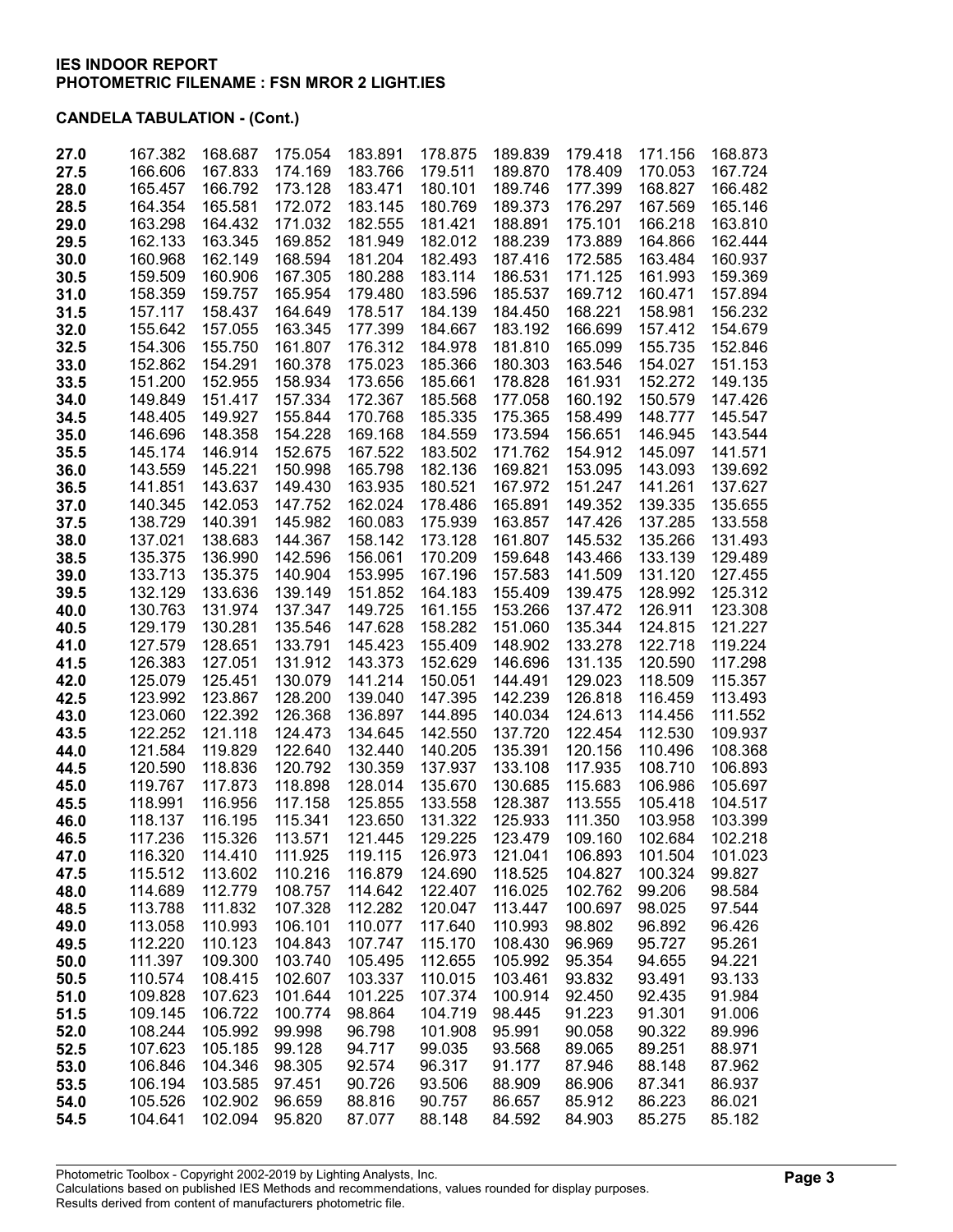**IES INDOOR REPORT**
**PHOTOMETRIC FILENAME : FSN MROR 2 LIGHT.IES**

**CANDELA TABULATION - (Cont.)**

| | | | | | | | | | |
|---|---|---|---|---|---|---|---|---|---|
| **27.0** | 167.382 | 168.687 | 175.054 | 183.891 | 178.875 | 189.839 | 179.418 | 171.156 | 168.873 |
| **27.5** | 166.606 | 167.833 | 174.169 | 183.766 | 179.511 | 189.870 | 178.409 | 170.053 | 167.724 |
| **28.0** | 165.457 | 166.792 | 173.128 | 183.471 | 180.101 | 189.746 | 177.399 | 168.827 | 166.482 |
| **28.5** | 164.354 | 165.581 | 172.072 | 183.145 | 180.769 | 189.373 | 176.297 | 167.569 | 165.146 |
| **29.0** | 163.298 | 164.432 | 171.032 | 182.555 | 181.421 | 188.891 | 175.101 | 166.218 | 163.810 |
| **29.5** | 162.133 | 163.345 | 169.852 | 181.949 | 182.012 | 188.239 | 173.889 | 164.866 | 162.444 |
| **30.0** | 160.968 | 162.149 | 168.594 | 181.204 | 182.493 | 187.416 | 172.585 | 163.484 | 160.937 |
| **30.5** | 159.509 | 160.906 | 167.305 | 180.288 | 183.114 | 186.531 | 171.125 | 161.993 | 159.369 |
| **31.0** | 158.359 | 159.757 | 165.954 | 179.480 | 183.596 | 185.537 | 169.712 | 160.471 | 157.894 |
| **31.5** | 157.117 | 158.437 | 164.649 | 178.517 | 184.139 | 184.450 | 168.221 | 158.981 | 156.232 |
| **32.0** | 155.642 | 157.055 | 163.345 | 177.399 | 184.667 | 183.192 | 166.699 | 157.412 | 154.679 |
| **32.5** | 154.306 | 155.750 | 161.807 | 176.312 | 184.978 | 181.810 | 165.099 | 155.735 | 152.846 |
| **33.0** | 152.862 | 154.291 | 160.378 | 175.023 | 185.366 | 180.303 | 163.546 | 154.027 | 151.153 |
| **33.5** | 151.200 | 152.955 | 158.934 | 173.656 | 185.661 | 178.828 | 161.931 | 152.272 | 149.135 |
| **34.0** | 149.849 | 151.417 | 157.334 | 172.367 | 185.568 | 177.058 | 160.192 | 150.579 | 147.426 |
| **34.5** | 148.405 | 149.927 | 155.844 | 170.768 | 185.335 | 175.365 | 158.499 | 148.777 | 145.547 |
| **35.0** | 146.696 | 148.358 | 154.228 | 169.168 | 184.559 | 173.594 | 156.651 | 146.945 | 143.544 |
| **35.5** | 145.174 | 146.914 | 152.675 | 167.522 | 183.502 | 171.762 | 154.912 | 145.097 | 141.571 |
| **36.0** | 143.559 | 145.221 | 150.998 | 165.798 | 182.136 | 169.821 | 153.095 | 143.093 | 139.692 |
| **36.5** | 141.851 | 143.637 | 149.430 | 163.935 | 180.521 | 167.972 | 151.247 | 141.261 | 137.627 |
| **37.0** | 140.345 | 142.053 | 147.752 | 162.024 | 178.486 | 165.891 | 149.352 | 139.335 | 135.655 |
| **37.5** | 138.729 | 140.391 | 145.982 | 160.083 | 175.939 | 163.857 | 147.426 | 137.285 | 133.558 |
| **38.0** | 137.021 | 138.683 | 144.367 | 158.142 | 173.128 | 161.807 | 145.532 | 135.266 | 131.493 |
| **38.5** | 135.375 | 136.990 | 142.596 | 156.061 | 170.209 | 159.648 | 143.466 | 133.139 | 129.489 |
| **39.0** | 133.713 | 135.375 | 140.904 | 153.995 | 167.196 | 157.583 | 141.509 | 131.120 | 127.455 |
| **39.5** | 132.129 | 133.636 | 139.149 | 151.852 | 164.183 | 155.409 | 139.475 | 128.992 | 125.312 |
| **40.0** | 130.763 | 131.974 | 137.347 | 149.725 | 161.155 | 153.266 | 137.472 | 126.911 | 123.308 |
| **40.5** | 129.179 | 130.281 | 135.546 | 147.628 | 158.282 | 151.060 | 135.344 | 124.815 | 121.227 |
| **41.0** | 127.579 | 128.651 | 133.791 | 145.423 | 155.409 | 148.902 | 133.278 | 122.718 | 119.224 |
| **41.5** | 126.383 | 127.051 | 131.912 | 143.373 | 152.629 | 146.696 | 131.135 | 120.590 | 117.298 |
| **42.0** | 125.079 | 125.451 | 130.079 | 141.214 | 150.051 | 144.491 | 129.023 | 118.509 | 115.357 |
| **42.5** | 123.992 | 123.867 | 128.200 | 139.040 | 147.395 | 142.239 | 126.818 | 116.459 | 113.493 |
| **43.0** | 123.060 | 122.392 | 126.368 | 136.897 | 144.895 | 140.034 | 124.613 | 114.456 | 111.552 |
| **43.5** | 122.252 | 121.118 | 124.473 | 134.645 | 142.550 | 137.720 | 122.454 | 112.530 | 109.937 |
| **44.0** | 121.584 | 119.829 | 122.640 | 132.440 | 140.205 | 135.391 | 120.156 | 110.496 | 108.368 |
| **44.5** | 120.590 | 118.836 | 120.792 | 130.359 | 137.937 | 133.108 | 117.935 | 108.710 | 106.893 |
| **45.0** | 119.767 | 117.873 | 118.898 | 128.014 | 135.670 | 130.685 | 115.683 | 106.986 | 105.697 |
| **45.5** | 118.991 | 116.956 | 117.158 | 125.855 | 133.558 | 128.387 | 113.555 | 105.418 | 104.517 |
| **46.0** | 118.137 | 116.195 | 115.341 | 123.650 | 131.322 | 125.933 | 111.350 | 103.958 | 103.399 |
| **46.5** | 117.236 | 115.326 | 113.571 | 121.445 | 129.225 | 123.479 | 109.160 | 102.684 | 102.218 |
| **47.0** | 116.320 | 114.410 | 111.925 | 119.115 | 126.973 | 121.041 | 106.893 | 101.504 | 101.023 |
| **47.5** | 115.512 | 113.602 | 110.216 | 116.879 | 124.690 | 118.525 | 104.827 | 100.324 | 99.827 |
| **48.0** | 114.689 | 112.779 | 108.757 | 114.642 | 122.407 | 116.025 | 102.762 | 99.206 | 98.584 |
| **48.5** | 113.788 | 111.832 | 107.328 | 112.282 | 120.047 | 113.447 | 100.697 | 98.025 | 97.544 |
| **49.0** | 113.058 | 110.993 | 106.101 | 110.077 | 117.640 | 110.993 | 98.802 | 96.892 | 96.426 |
| **49.5** | 112.220 | 110.123 | 104.843 | 107.747 | 115.170 | 108.430 | 96.969 | 95.727 | 95.261 |
| **50.0** | 111.397 | 109.300 | 103.740 | 105.495 | 112.655 | 105.992 | 95.354 | 94.655 | 94.221 |
| **50.5** | 110.574 | 108.415 | 102.607 | 103.337 | 110.015 | 103.461 | 93.832 | 93.491 | 93.133 |
| **51.0** | 109.828 | 107.623 | 101.644 | 101.225 | 107.374 | 100.914 | 92.450 | 92.435 | 91.984 |
| **51.5** | 109.145 | 106.722 | 100.774 | 98.864 | 104.719 | 98.445 | 91.223 | 91.301 | 91.006 |
| **52.0** | 108.244 | 105.992 | 99.998 | 96.798 | 101.908 | 95.991 | 90.058 | 90.322 | 89.996 |
| **52.5** | 107.623 | 105.185 | 99.128 | 94.717 | 99.035 | 93.568 | 89.065 | 89.251 | 88.971 |
| **53.0** | 106.846 | 104.346 | 98.305 | 92.574 | 96.317 | 91.177 | 87.946 | 88.148 | 87.962 |
| **53.5** | 106.194 | 103.585 | 97.451 | 90.726 | 93.506 | 88.909 | 86.906 | 87.341 | 86.937 |
| **54.0** | 105.526 | 102.902 | 96.659 | 88.816 | 90.757 | 86.657 | 85.912 | 86.223 | 86.021 |
| **54.5** | 104.641 | 102.094 | 95.820 | 87.077 | 88.148 | 84.592 | 84.903 | 85.275 | 85.182 |

Photometric Toolbox - Copyright 2002-2019 by Lighting Analysts, Inc.
Calculations based on published IES Methods and recommendations, values rounded for display purposes.
Results derived from content of manufacturers photometric file.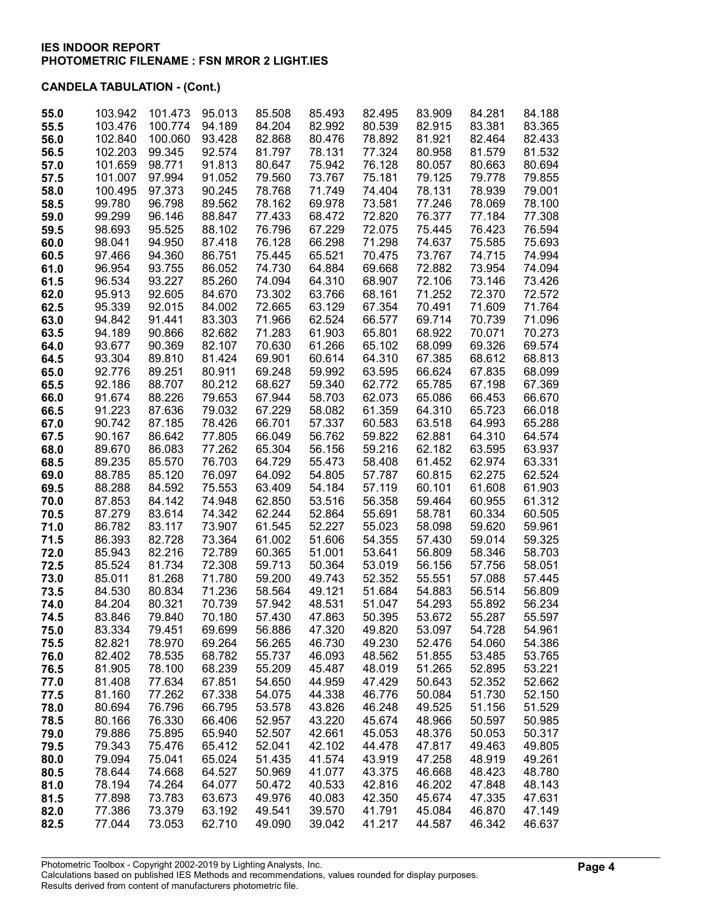**IES INDOOR REPORT**
**PHOTOMETRIC FILENAME : FSN MROR 2 LIGHT.IES**

**CANDELA TABULATION - (Cont.)**

| | | | | | | | | | |
|---|---|---|---|---|---|---|---|---|---|
| **55.0** | 103.942 | 101.473 | 95.013 | 85.508 | 85.493 | 82.495 | 83.909 | 84.281 | 84.188 |
| **55.5** | 103.476 | 100.774 | 94.189 | 84.204 | 82.992 | 80.539 | 82.915 | 83.381 | 83.365 |
| **56.0** | 102.840 | 100.060 | 93.428 | 82.868 | 80.476 | 78.892 | 81.921 | 82.464 | 82.433 |
| **56.5** | 102.203 | 99.345 | 92.574 | 81.797 | 78.131 | 77.324 | 80.958 | 81.579 | 81.532 |
| **57.0** | 101.659 | 98.771 | 91.813 | 80.647 | 75.942 | 76.128 | 80.057 | 80.663 | 80.694 |
| **57.5** | 101.007 | 97.994 | 91.052 | 79.560 | 73.767 | 75.181 | 79.125 | 79.778 | 79.855 |
| **58.0** | 100.495 | 97.373 | 90.245 | 78.768 | 71.749 | 74.404 | 78.131 | 78.939 | 79.001 |
| **58.5** | 99.780 | 96.798 | 89.562 | 78.162 | 69.978 | 73.581 | 77.246 | 78.069 | 78.100 |
| **59.0** | 99.299 | 96.146 | 88.847 | 77.433 | 68.472 | 72.820 | 76.377 | 77.184 | 77.308 |
| **59.5** | 98.693 | 95.525 | 88.102 | 76.796 | 67.229 | 72.075 | 75.445 | 76.423 | 76.594 |
| **60.0** | 98.041 | 94.950 | 87.418 | 76.128 | 66.298 | 71.298 | 74.637 | 75.585 | 75.693 |
| **60.5** | 97.466 | 94.360 | 86.751 | 75.445 | 65.521 | 70.475 | 73.767 | 74.715 | 74.994 |
| **61.0** | 96.954 | 93.755 | 86.052 | 74.730 | 64.884 | 69.668 | 72.882 | 73.954 | 74.094 |
| **61.5** | 96.534 | 93.227 | 85.260 | 74.094 | 64.310 | 68.907 | 72.106 | 73.146 | 73.426 |
| **62.0** | 95.913 | 92.605 | 84.670 | 73.302 | 63.766 | 68.161 | 71.252 | 72.370 | 72.572 |
| **62.5** | 95.339 | 92.015 | 84.002 | 72.665 | 63.129 | 67.354 | 70.491 | 71.609 | 71.764 |
| **63.0** | 94.842 | 91.441 | 83.303 | 71.966 | 62.524 | 66.577 | 69.714 | 70.739 | 71.096 |
| **63.5** | 94.189 | 90.866 | 82.682 | 71.283 | 61.903 | 65.801 | 68.922 | 70.071 | 70.273 |
| **64.0** | 93.677 | 90.369 | 82.107 | 70.630 | 61.266 | 65.102 | 68.099 | 69.326 | 69.574 |
| **64.5** | 93.304 | 89.810 | 81.424 | 69.901 | 60.614 | 64.310 | 67.385 | 68.612 | 68.813 |
| **65.0** | 92.776 | 89.251 | 80.911 | 69.248 | 59.992 | 63.595 | 66.624 | 67.835 | 68.099 |
| **65.5** | 92.186 | 88.707 | 80.212 | 68.627 | 59.340 | 62.772 | 65.785 | 67.198 | 67.369 |
| **66.0** | 91.674 | 88.226 | 79.653 | 67.944 | 58.703 | 62.073 | 65.086 | 66.453 | 66.670 |
| **66.5** | 91.223 | 87.636 | 79.032 | 67.229 | 58.082 | 61.359 | 64.310 | 65.723 | 66.018 |
| **67.0** | 90.742 | 87.185 | 78.426 | 66.701 | 57.337 | 60.583 | 63.518 | 64.993 | 65.288 |
| **67.5** | 90.167 | 86.642 | 77.805 | 66.049 | 56.762 | 59.822 | 62.881 | 64.310 | 64.574 |
| **68.0** | 89.670 | 86.083 | 77.262 | 65.304 | 56.156 | 59.216 | 62.182 | 63.595 | 63.937 |
| **68.5** | 89.235 | 85.570 | 76.703 | 64.729 | 55.473 | 58.408 | 61.452 | 62.974 | 63.331 |
| **69.0** | 88.785 | 85.120 | 76.097 | 64.092 | 54.805 | 57.787 | 60.815 | 62.275 | 62.524 |
| **69.5** | 88.288 | 84.592 | 75.553 | 63.409 | 54.184 | 57.119 | 60.101 | 61.608 | 61.903 |
| **70.0** | 87.853 | 84.142 | 74.948 | 62.850 | 53.516 | 56.358 | 59.464 | 60.955 | 61.312 |
| **70.5** | 87.279 | 83.614 | 74.342 | 62.244 | 52.864 | 55.691 | 58.781 | 60.334 | 60.505 |
| **71.0** | 86.782 | 83.117 | 73.907 | 61.545 | 52.227 | 55.023 | 58.098 | 59.620 | 59.961 |
| **71.5** | 86.393 | 82.728 | 73.364 | 61.002 | 51.606 | 54.355 | 57.430 | 59.014 | 59.325 |
| **72.0** | 85.943 | 82.216 | 72.789 | 60.365 | 51.001 | 53.641 | 56.809 | 58.346 | 58.703 |
| **72.5** | 85.524 | 81.734 | 72.308 | 59.713 | 50.364 | 53.019 | 56.156 | 57.756 | 58.051 |
| **73.0** | 85.011 | 81.268 | 71.780 | 59.200 | 49.743 | 52.352 | 55.551 | 57.088 | 57.445 |
| **73.5** | 84.530 | 80.834 | 71.236 | 58.564 | 49.121 | 51.684 | 54.883 | 56.514 | 56.809 |
| **74.0** | 84.204 | 80.321 | 70.739 | 57.942 | 48.531 | 51.047 | 54.293 | 55.892 | 56.234 |
| **74.5** | 83.846 | 79.840 | 70.180 | 57.430 | 47.863 | 50.395 | 53.672 | 55.287 | 55.597 |
| **75.0** | 83.334 | 79.451 | 69.699 | 56.886 | 47.320 | 49.820 | 53.097 | 54.728 | 54.961 |
| **75.5** | 82.821 | 78.970 | 69.264 | 56.265 | 46.730 | 49.230 | 52.476 | 54.060 | 54.386 |
| **76.0** | 82.402 | 78.535 | 68.782 | 55.737 | 46.093 | 48.562 | 51.855 | 53.485 | 53.765 |
| **76.5** | 81.905 | 78.100 | 68.239 | 55.209 | 45.487 | 48.019 | 51.265 | 52.895 | 53.221 |
| **77.0** | 81.408 | 77.634 | 67.851 | 54.650 | 44.959 | 47.429 | 50.643 | 52.352 | 52.662 |
| **77.5** | 81.160 | 77.262 | 67.338 | 54.075 | 44.338 | 46.776 | 50.084 | 51.730 | 52.150 |
| **78.0** | 80.694 | 76.796 | 66.795 | 53.578 | 43.826 | 46.248 | 49.525 | 51.156 | 51.529 |
| **78.5** | 80.166 | 76.330 | 66.406 | 52.957 | 43.220 | 45.674 | 48.966 | 50.597 | 50.985 |
| **79.0** | 79.886 | 75.895 | 65.940 | 52.507 | 42.661 | 45.053 | 48.376 | 50.053 | 50.317 |
| **79.5** | 79.343 | 75.476 | 65.412 | 52.041 | 42.102 | 44.478 | 47.817 | 49.463 | 49.805 |
| **80.0** | 79.094 | 75.041 | 65.024 | 51.435 | 41.574 | 43.919 | 47.258 | 48.919 | 49.261 |
| **80.5** | 78.644 | 74.668 | 64.527 | 50.969 | 41.077 | 43.375 | 46.668 | 48.423 | 48.780 |
| **81.0** | 78.194 | 74.264 | 64.077 | 50.472 | 40.533 | 42.816 | 46.202 | 47.848 | 48.143 |
| **81.5** | 77.898 | 73.783 | 63.673 | 49.976 | 40.083 | 42.350 | 45.674 | 47.335 | 47.631 |
| **82.0** | 77.386 | 73.379 | 63.192 | 49.541 | 39.570 | 41.791 | 45.084 | 46.870 | 47.149 |
| **82.5** | 77.044 | 73.053 | 62.710 | 49.090 | 39.042 | 41.217 | 44.587 | 46.342 | 46.637 |

Photometric Toolbox - Copyright 2002-2019 by Lighting Analysts, Inc.
Calculations based on published IES Methods and recommendations, values rounded for display purposes.
Results derived from content of manufacturers photometric file.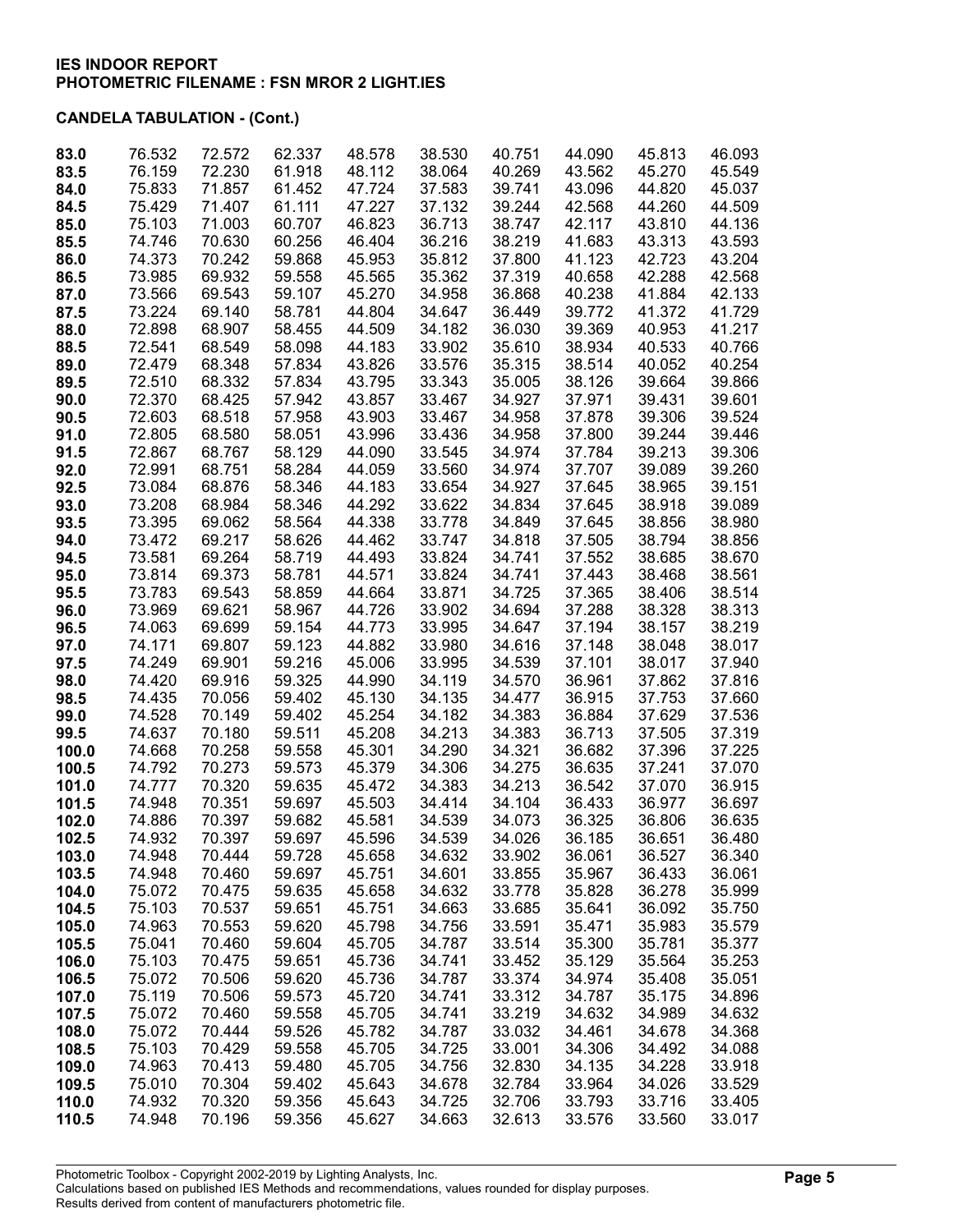**IES INDOOR REPORT**
**PHOTOMETRIC FILENAME : FSN MROR 2 LIGHT.IES**

**CANDELA TABULATION - (Cont.)**

| | | | | | | | | | |
|---|---|---|---|---|---|---|---|---|---|
| **83.0** | 76.532 | 72.572 | 62.337 | 48.578 | 38.530 | 40.751 | 44.090 | 45.813 | 46.093 |
| **83.5** | 76.159 | 72.230 | 61.918 | 48.112 | 38.064 | 40.269 | 43.562 | 45.270 | 45.549 |
| **84.0** | 75.833 | 71.857 | 61.452 | 47.724 | 37.583 | 39.741 | 43.096 | 44.820 | 45.037 |
| **84.5** | 75.429 | 71.407 | 61.111 | 47.227 | 37.132 | 39.244 | 42.568 | 44.260 | 44.509 |
| **85.0** | 75.103 | 71.003 | 60.707 | 46.823 | 36.713 | 38.747 | 42.117 | 43.810 | 44.136 |
| **85.5** | 74.746 | 70.630 | 60.256 | 46.404 | 36.216 | 38.219 | 41.683 | 43.313 | 43.593 |
| **86.0** | 74.373 | 70.242 | 59.868 | 45.953 | 35.812 | 37.800 | 41.123 | 42.723 | 43.204 |
| **86.5** | 73.985 | 69.932 | 59.558 | 45.565 | 35.362 | 37.319 | 40.658 | 42.288 | 42.568 |
| **87.0** | 73.566 | 69.543 | 59.107 | 45.270 | 34.958 | 36.868 | 40.238 | 41.884 | 42.133 |
| **87.5** | 73.224 | 69.140 | 58.781 | 44.804 | 34.647 | 36.449 | 39.772 | 41.372 | 41.729 |
| **88.0** | 72.898 | 68.907 | 58.455 | 44.509 | 34.182 | 36.030 | 39.369 | 40.953 | 41.217 |
| **88.5** | 72.541 | 68.549 | 58.098 | 44.183 | 33.902 | 35.610 | 38.934 | 40.533 | 40.766 |
| **89.0** | 72.479 | 68.348 | 57.834 | 43.826 | 33.576 | 35.315 | 38.514 | 40.052 | 40.254 |
| **89.5** | 72.510 | 68.332 | 57.834 | 43.795 | 33.343 | 35.005 | 38.126 | 39.664 | 39.866 |
| **90.0** | 72.370 | 68.425 | 57.942 | 43.857 | 33.467 | 34.927 | 37.971 | 39.431 | 39.601 |
| **90.5** | 72.603 | 68.518 | 57.958 | 43.903 | 33.467 | 34.958 | 37.878 | 39.306 | 39.524 |
| **91.0** | 72.805 | 68.580 | 58.051 | 43.996 | 33.436 | 34.958 | 37.800 | 39.244 | 39.446 |
| **91.5** | 72.867 | 68.767 | 58.129 | 44.090 | 33.545 | 34.974 | 37.784 | 39.213 | 39.306 |
| **92.0** | 72.991 | 68.751 | 58.284 | 44.059 | 33.560 | 34.974 | 37.707 | 39.089 | 39.260 |
| **92.5** | 73.084 | 68.876 | 58.346 | 44.183 | 33.654 | 34.927 | 37.645 | 38.965 | 39.151 |
| **93.0** | 73.208 | 68.984 | 58.346 | 44.292 | 33.622 | 34.834 | 37.645 | 38.918 | 39.089 |
| **93.5** | 73.395 | 69.062 | 58.564 | 44.338 | 33.778 | 34.849 | 37.645 | 38.856 | 38.980 |
| **94.0** | 73.472 | 69.217 | 58.626 | 44.462 | 33.747 | 34.818 | 37.505 | 38.794 | 38.856 |
| **94.5** | 73.581 | 69.264 | 58.719 | 44.493 | 33.824 | 34.741 | 37.552 | 38.685 | 38.670 |
| **95.0** | 73.814 | 69.373 | 58.781 | 44.571 | 33.824 | 34.741 | 37.443 | 38.468 | 38.561 |
| **95.5** | 73.783 | 69.543 | 58.859 | 44.664 | 33.871 | 34.725 | 37.365 | 38.406 | 38.514 |
| **96.0** | 73.969 | 69.621 | 58.967 | 44.726 | 33.902 | 34.694 | 37.288 | 38.328 | 38.313 |
| **96.5** | 74.063 | 69.699 | 59.154 | 44.773 | 33.995 | 34.647 | 37.194 | 38.157 | 38.219 |
| **97.0** | 74.171 | 69.807 | 59.123 | 44.882 | 33.980 | 34.616 | 37.148 | 38.048 | 38.017 |
| **97.5** | 74.249 | 69.901 | 59.216 | 45.006 | 33.995 | 34.539 | 37.101 | 38.017 | 37.940 |
| **98.0** | 74.420 | 69.916 | 59.325 | 44.990 | 34.119 | 34.570 | 36.961 | 37.862 | 37.816 |
| **98.5** | 74.435 | 70.056 | 59.402 | 45.130 | 34.135 | 34.477 | 36.915 | 37.753 | 37.660 |
| **99.0** | 74.528 | 70.149 | 59.402 | 45.254 | 34.182 | 34.383 | 36.884 | 37.629 | 37.536 |
| **99.5** | 74.637 | 70.180 | 59.511 | 45.208 | 34.213 | 34.383 | 36.713 | 37.505 | 37.319 |
| **100.0** | 74.668 | 70.258 | 59.558 | 45.301 | 34.290 | 34.321 | 36.682 | 37.396 | 37.225 |
| **100.5** | 74.792 | 70.273 | 59.573 | 45.379 | 34.306 | 34.275 | 36.635 | 37.241 | 37.070 |
| **101.0** | 74.777 | 70.320 | 59.635 | 45.472 | 34.383 | 34.213 | 36.542 | 37.070 | 36.915 |
| **101.5** | 74.948 | 70.351 | 59.697 | 45.503 | 34.414 | 34.104 | 36.433 | 36.977 | 36.697 |
| **102.0** | 74.886 | 70.397 | 59.682 | 45.581 | 34.539 | 34.073 | 36.325 | 36.806 | 36.635 |
| **102.5** | 74.932 | 70.397 | 59.697 | 45.596 | 34.539 | 34.026 | 36.185 | 36.651 | 36.480 |
| **103.0** | 74.948 | 70.444 | 59.728 | 45.658 | 34.632 | 33.902 | 36.061 | 36.527 | 36.340 |
| **103.5** | 74.948 | 70.460 | 59.697 | 45.751 | 34.601 | 33.855 | 35.967 | 36.433 | 36.061 |
| **104.0** | 75.072 | 70.475 | 59.635 | 45.658 | 34.632 | 33.778 | 35.828 | 36.278 | 35.999 |
| **104.5** | 75.103 | 70.537 | 59.651 | 45.751 | 34.663 | 33.685 | 35.641 | 36.092 | 35.750 |
| **105.0** | 74.963 | 70.553 | 59.620 | 45.798 | 34.756 | 33.591 | 35.471 | 35.983 | 35.579 |
| **105.5** | 75.041 | 70.460 | 59.604 | 45.705 | 34.787 | 33.514 | 35.300 | 35.781 | 35.377 |
| **106.0** | 75.103 | 70.475 | 59.651 | 45.736 | 34.741 | 33.452 | 35.129 | 35.564 | 35.253 |
| **106.5** | 75.072 | 70.506 | 59.620 | 45.736 | 34.787 | 33.374 | 34.974 | 35.408 | 35.051 |
| **107.0** | 75.119 | 70.506 | 59.573 | 45.720 | 34.741 | 33.312 | 34.787 | 35.175 | 34.896 |
| **107.5** | 75.072 | 70.460 | 59.558 | 45.705 | 34.741 | 33.219 | 34.632 | 34.989 | 34.632 |
| **108.0** | 75.072 | 70.444 | 59.526 | 45.782 | 34.787 | 33.032 | 34.461 | 34.678 | 34.368 |
| **108.5** | 75.103 | 70.429 | 59.558 | 45.705 | 34.725 | 33.001 | 34.306 | 34.492 | 34.088 |
| **109.0** | 74.963 | 70.413 | 59.480 | 45.705 | 34.756 | 32.830 | 34.135 | 34.228 | 33.918 |
| **109.5** | 75.010 | 70.304 | 59.402 | 45.643 | 34.678 | 32.784 | 33.964 | 34.026 | 33.529 |
| **110.0** | 74.932 | 70.320 | 59.356 | 45.643 | 34.725 | 32.706 | 33.793 | 33.716 | 33.405 |
| **110.5** | 74.948 | 70.196 | 59.356 | 45.627 | 34.663 | 32.613 | 33.576 | 33.560 | 33.017 |

Photometric Toolbox - Copyright 2002-2019 by Lighting Analysts, Inc.
Calculations based on published IES Methods and recommendations, values rounded for display purposes.
Results derived from content of manufacturers photometric file.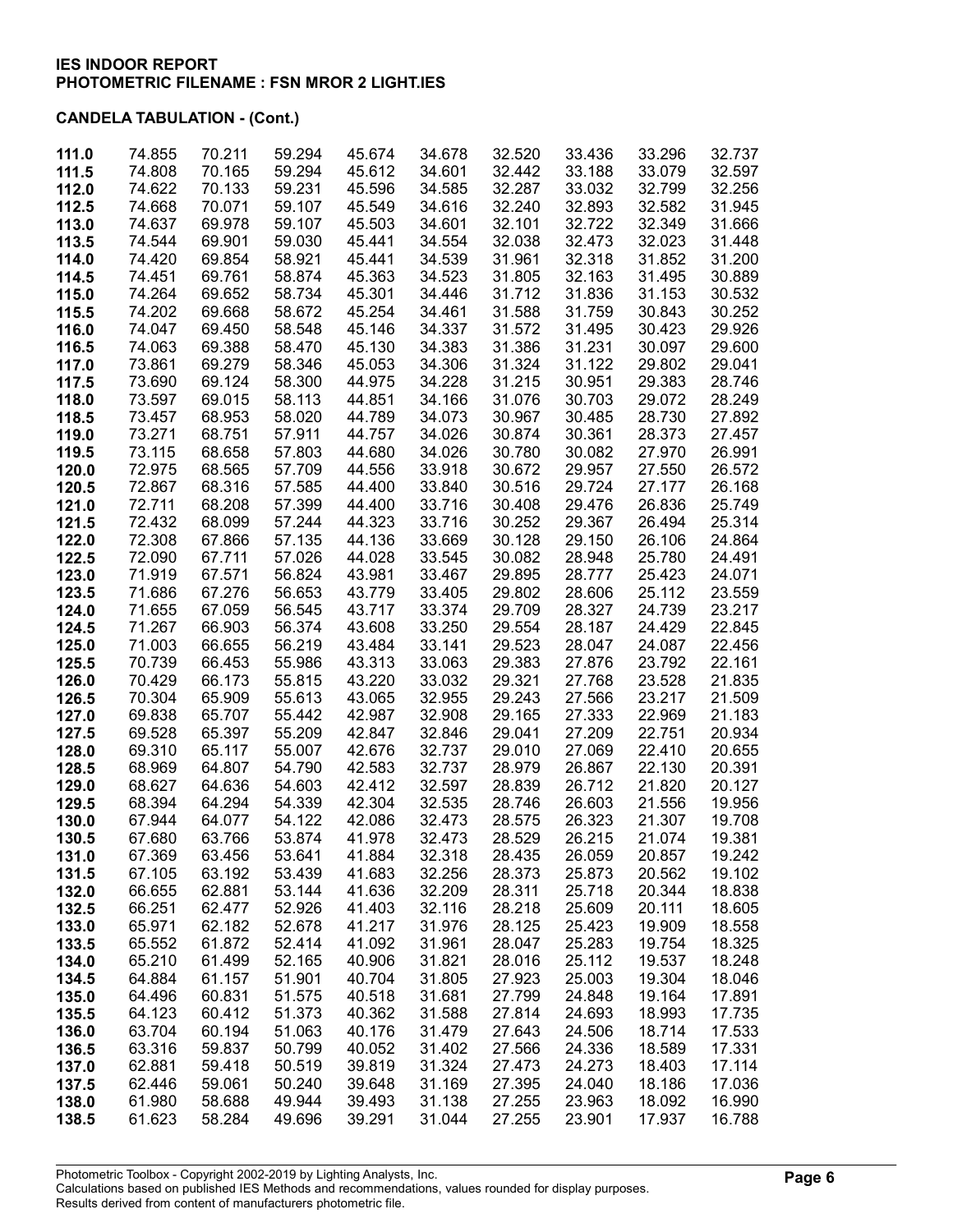**IES INDOOR REPORT**
**PHOTOMETRIC FILENAME : FSN MROR 2 LIGHT.IES**

**CANDELA TABULATION - (Cont.)**

| | | | | | | | | | |
|---|---|---|---|---|---|---|---|---|---|
| **111.0** | 74.855 | 70.211 | 59.294 | 45.674 | 34.678 | 32.520 | 33.436 | 33.296 | 32.737 |
| **111.5** | 74.808 | 70.165 | 59.294 | 45.612 | 34.601 | 32.442 | 33.188 | 33.079 | 32.597 |
| **112.0** | 74.622 | 70.133 | 59.231 | 45.596 | 34.585 | 32.287 | 33.032 | 32.799 | 32.256 |
| **112.5** | 74.668 | 70.071 | 59.107 | 45.549 | 34.616 | 32.240 | 32.893 | 32.582 | 31.945 |
| **113.0** | 74.637 | 69.978 | 59.107 | 45.503 | 34.601 | 32.101 | 32.722 | 32.349 | 31.666 |
| **113.5** | 74.544 | 69.901 | 59.030 | 45.441 | 34.554 | 32.038 | 32.473 | 32.023 | 31.448 |
| **114.0** | 74.420 | 69.854 | 58.921 | 45.441 | 34.539 | 31.961 | 32.318 | 31.852 | 31.200 |
| **114.5** | 74.451 | 69.761 | 58.874 | 45.363 | 34.523 | 31.805 | 32.163 | 31.495 | 30.889 |
| **115.0** | 74.264 | 69.652 | 58.734 | 45.301 | 34.446 | 31.712 | 31.836 | 31.153 | 30.532 |
| **115.5** | 74.202 | 69.668 | 58.672 | 45.254 | 34.461 | 31.588 | 31.759 | 30.843 | 30.252 |
| **116.0** | 74.047 | 69.450 | 58.548 | 45.146 | 34.337 | 31.572 | 31.495 | 30.423 | 29.926 |
| **116.5** | 74.063 | 69.388 | 58.470 | 45.130 | 34.383 | 31.386 | 31.231 | 30.097 | 29.600 |
| **117.0** | 73.861 | 69.279 | 58.346 | 45.053 | 34.306 | 31.324 | 31.122 | 29.802 | 29.041 |
| **117.5** | 73.690 | 69.124 | 58.300 | 44.975 | 34.228 | 31.215 | 30.951 | 29.383 | 28.746 |
| **118.0** | 73.597 | 69.015 | 58.113 | 44.851 | 34.166 | 31.076 | 30.703 | 29.072 | 28.249 |
| **118.5** | 73.457 | 68.953 | 58.020 | 44.789 | 34.073 | 30.967 | 30.485 | 28.730 | 27.892 |
| **119.0** | 73.271 | 68.751 | 57.911 | 44.757 | 34.026 | 30.874 | 30.361 | 28.373 | 27.457 |
| **119.5** | 73.115 | 68.658 | 57.803 | 44.680 | 34.026 | 30.780 | 30.082 | 27.970 | 26.991 |
| **120.0** | 72.975 | 68.565 | 57.709 | 44.556 | 33.918 | 30.672 | 29.957 | 27.550 | 26.572 |
| **120.5** | 72.867 | 68.316 | 57.585 | 44.400 | 33.840 | 30.516 | 29.724 | 27.177 | 26.168 |
| **121.0** | 72.711 | 68.208 | 57.399 | 44.400 | 33.716 | 30.408 | 29.476 | 26.836 | 25.749 |
| **121.5** | 72.432 | 68.099 | 57.244 | 44.323 | 33.716 | 30.252 | 29.367 | 26.494 | 25.314 |
| **122.0** | 72.308 | 67.866 | 57.135 | 44.136 | 33.669 | 30.128 | 29.150 | 26.106 | 24.864 |
| **122.5** | 72.090 | 67.711 | 57.026 | 44.028 | 33.545 | 30.082 | 28.948 | 25.780 | 24.491 |
| **123.0** | 71.919 | 67.571 | 56.824 | 43.981 | 33.467 | 29.895 | 28.777 | 25.423 | 24.071 |
| **123.5** | 71.686 | 67.276 | 56.653 | 43.779 | 33.405 | 29.802 | 28.606 | 25.112 | 23.559 |
| **124.0** | 71.655 | 67.059 | 56.545 | 43.717 | 33.374 | 29.709 | 28.327 | 24.739 | 23.217 |
| **124.5** | 71.267 | 66.903 | 56.374 | 43.608 | 33.250 | 29.554 | 28.187 | 24.429 | 22.845 |
| **125.0** | 71.003 | 66.655 | 56.219 | 43.484 | 33.141 | 29.523 | 28.047 | 24.087 | 22.456 |
| **125.5** | 70.739 | 66.453 | 55.986 | 43.313 | 33.063 | 29.383 | 27.876 | 23.792 | 22.161 |
| **126.0** | 70.429 | 66.173 | 55.815 | 43.220 | 33.032 | 29.321 | 27.768 | 23.528 | 21.835 |
| **126.5** | 70.304 | 65.909 | 55.613 | 43.065 | 32.955 | 29.243 | 27.566 | 23.217 | 21.509 |
| **127.0** | 69.838 | 65.707 | 55.442 | 42.987 | 32.908 | 29.165 | 27.333 | 22.969 | 21.183 |
| **127.5** | 69.528 | 65.397 | 55.209 | 42.847 | 32.846 | 29.041 | 27.209 | 22.751 | 20.934 |
| **128.0** | 69.310 | 65.117 | 55.007 | 42.676 | 32.737 | 29.010 | 27.069 | 22.410 | 20.655 |
| **128.5** | 68.969 | 64.807 | 54.790 | 42.583 | 32.737 | 28.979 | 26.867 | 22.130 | 20.391 |
| **129.0** | 68.627 | 64.636 | 54.603 | 42.412 | 32.597 | 28.839 | 26.712 | 21.820 | 20.127 |
| **129.5** | 68.394 | 64.294 | 54.339 | 42.304 | 32.535 | 28.746 | 26.603 | 21.556 | 19.956 |
| **130.0** | 67.944 | 64.077 | 54.122 | 42.086 | 32.473 | 28.575 | 26.323 | 21.307 | 19.708 |
| **130.5** | 67.680 | 63.766 | 53.874 | 41.978 | 32.473 | 28.529 | 26.215 | 21.074 | 19.381 |
| **131.0** | 67.369 | 63.456 | 53.641 | 41.884 | 32.318 | 28.435 | 26.059 | 20.857 | 19.242 |
| **131.5** | 67.105 | 63.192 | 53.439 | 41.683 | 32.256 | 28.373 | 25.873 | 20.562 | 19.102 |
| **132.0** | 66.655 | 62.881 | 53.144 | 41.636 | 32.209 | 28.311 | 25.718 | 20.344 | 18.838 |
| **132.5** | 66.251 | 62.477 | 52.926 | 41.403 | 32.116 | 28.218 | 25.609 | 20.111 | 18.605 |
| **133.0** | 65.971 | 62.182 | 52.678 | 41.217 | 31.976 | 28.125 | 25.423 | 19.909 | 18.558 |
| **133.5** | 65.552 | 61.872 | 52.414 | 41.092 | 31.961 | 28.047 | 25.283 | 19.754 | 18.325 |
| **134.0** | 65.210 | 61.499 | 52.165 | 40.906 | 31.821 | 28.016 | 25.112 | 19.537 | 18.248 |
| **134.5** | 64.884 | 61.157 | 51.901 | 40.704 | 31.805 | 27.923 | 25.003 | 19.304 | 18.046 |
| **135.0** | 64.496 | 60.831 | 51.575 | 40.518 | 31.681 | 27.799 | 24.848 | 19.164 | 17.891 |
| **135.5** | 64.123 | 60.412 | 51.373 | 40.362 | 31.588 | 27.814 | 24.693 | 18.993 | 17.735 |
| **136.0** | 63.704 | 60.194 | 51.063 | 40.176 | 31.479 | 27.643 | 24.506 | 18.714 | 17.533 |
| **136.5** | 63.316 | 59.837 | 50.799 | 40.052 | 31.402 | 27.566 | 24.336 | 18.589 | 17.331 |
| **137.0** | 62.881 | 59.418 | 50.519 | 39.819 | 31.324 | 27.473 | 24.273 | 18.403 | 17.114 |
| **137.5** | 62.446 | 59.061 | 50.240 | 39.648 | 31.169 | 27.395 | 24.040 | 18.186 | 17.036 |
| **138.0** | 61.980 | 58.688 | 49.944 | 39.493 | 31.138 | 27.255 | 23.963 | 18.092 | 16.990 |
| **138.5** | 61.623 | 58.284 | 49.696 | 39.291 | 31.044 | 27.255 | 23.901 | 17.937 | 16.788 |

Photometric Toolbox - Copyright 2002-2019 by Lighting Analysts, Inc.
Calculations based on published IES Methods and recommendations, values rounded for display purposes.
Results derived from content of manufacturers photometric file.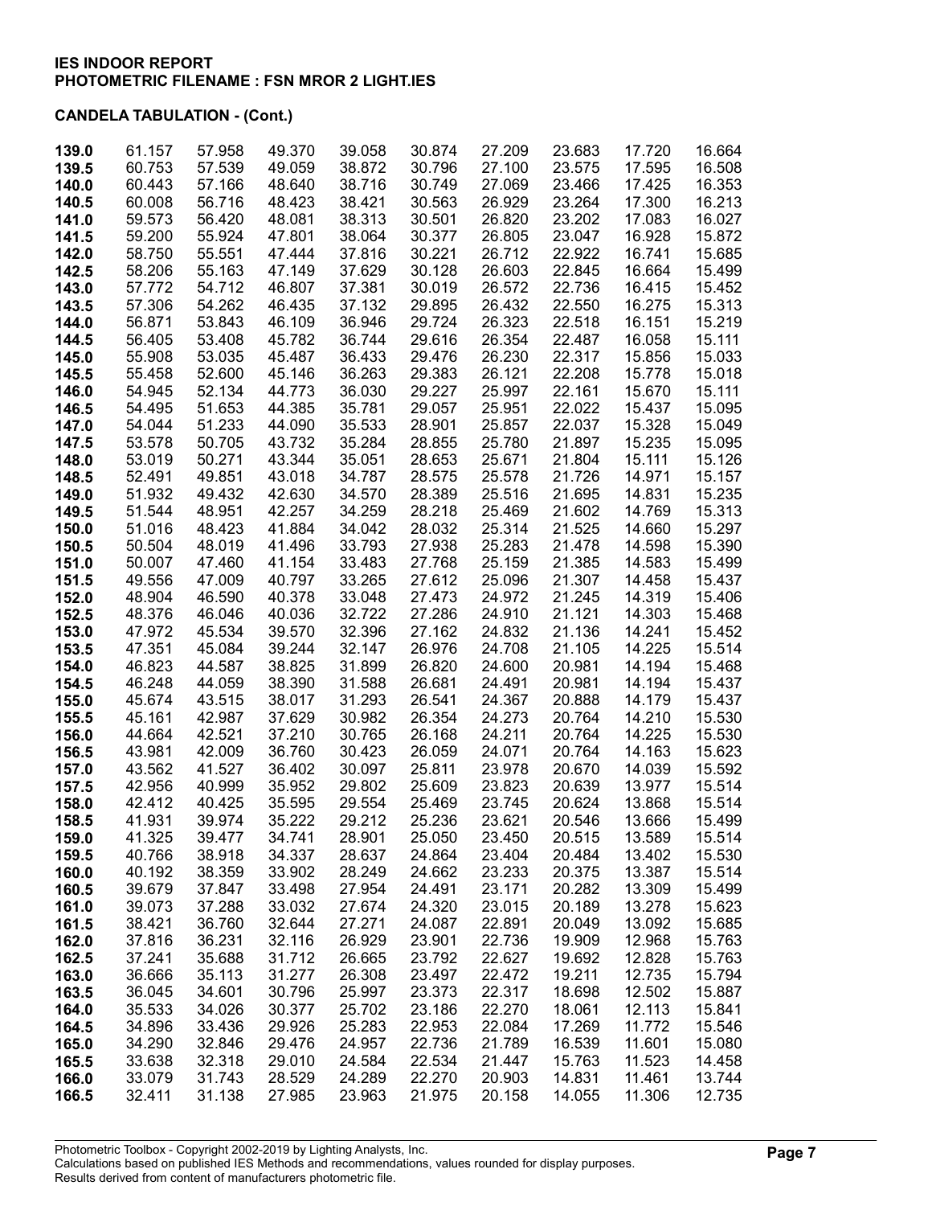**IES INDOOR REPORT**
**PHOTOMETRIC FILENAME : FSN MROR 2 LIGHT.IES**

**CANDELA TABULATION - (Cont.)**

| | | | | | | | | | |
|---|---|---|---|---|---|---|---|---|---|
| **139.0** | 61.157 | 57.958 | 49.370 | 39.058 | 30.874 | 27.209 | 23.683 | 17.720 | 16.664 |
| **139.5** | 60.753 | 57.539 | 49.059 | 38.872 | 30.796 | 27.100 | 23.575 | 17.595 | 16.508 |
| **140.0** | 60.443 | 57.166 | 48.640 | 38.716 | 30.749 | 27.069 | 23.466 | 17.425 | 16.353 |
| **140.5** | 60.008 | 56.716 | 48.423 | 38.421 | 30.563 | 26.929 | 23.264 | 17.300 | 16.213 |
| **141.0** | 59.573 | 56.420 | 48.081 | 38.313 | 30.501 | 26.820 | 23.202 | 17.083 | 16.027 |
| **141.5** | 59.200 | 55.924 | 47.801 | 38.064 | 30.377 | 26.805 | 23.047 | 16.928 | 15.872 |
| **142.0** | 58.750 | 55.551 | 47.444 | 37.816 | 30.221 | 26.712 | 22.922 | 16.741 | 15.685 |
| **142.5** | 58.206 | 55.163 | 47.149 | 37.629 | 30.128 | 26.603 | 22.845 | 16.664 | 15.499 |
| **143.0** | 57.772 | 54.712 | 46.807 | 37.381 | 30.019 | 26.572 | 22.736 | 16.415 | 15.452 |
| **143.5** | 57.306 | 54.262 | 46.435 | 37.132 | 29.895 | 26.432 | 22.550 | 16.275 | 15.313 |
| **144.0** | 56.871 | 53.843 | 46.109 | 36.946 | 29.724 | 26.323 | 22.518 | 16.151 | 15.219 |
| **144.5** | 56.405 | 53.408 | 45.782 | 36.744 | 29.616 | 26.354 | 22.487 | 16.058 | 15.111 |
| **145.0** | 55.908 | 53.035 | 45.487 | 36.433 | 29.476 | 26.230 | 22.317 | 15.856 | 15.033 |
| **145.5** | 55.458 | 52.600 | 45.146 | 36.263 | 29.383 | 26.121 | 22.208 | 15.778 | 15.018 |
| **146.0** | 54.945 | 52.134 | 44.773 | 36.030 | 29.227 | 25.997 | 22.161 | 15.670 | 15.111 |
| **146.5** | 54.495 | 51.653 | 44.385 | 35.781 | 29.057 | 25.951 | 22.022 | 15.437 | 15.095 |
| **147.0** | 54.044 | 51.233 | 44.090 | 35.533 | 28.901 | 25.857 | 22.037 | 15.328 | 15.049 |
| **147.5** | 53.578 | 50.705 | 43.732 | 35.284 | 28.855 | 25.780 | 21.897 | 15.235 | 15.095 |
| **148.0** | 53.019 | 50.271 | 43.344 | 35.051 | 28.653 | 25.671 | 21.804 | 15.111 | 15.126 |
| **148.5** | 52.491 | 49.851 | 43.018 | 34.787 | 28.575 | 25.578 | 21.726 | 14.971 | 15.157 |
| **149.0** | 51.932 | 49.432 | 42.630 | 34.570 | 28.389 | 25.516 | 21.695 | 14.831 | 15.235 |
| **149.5** | 51.544 | 48.951 | 42.257 | 34.259 | 28.218 | 25.469 | 21.602 | 14.769 | 15.313 |
| **150.0** | 51.016 | 48.423 | 41.884 | 34.042 | 28.032 | 25.314 | 21.525 | 14.660 | 15.297 |
| **150.5** | 50.504 | 48.019 | 41.496 | 33.793 | 27.938 | 25.283 | 21.478 | 14.598 | 15.390 |
| **151.0** | 50.007 | 47.460 | 41.154 | 33.483 | 27.768 | 25.159 | 21.385 | 14.583 | 15.499 |
| **151.5** | 49.556 | 47.009 | 40.797 | 33.265 | 27.612 | 25.096 | 21.307 | 14.458 | 15.437 |
| **152.0** | 48.904 | 46.590 | 40.378 | 33.048 | 27.473 | 24.972 | 21.245 | 14.319 | 15.406 |
| **152.5** | 48.376 | 46.046 | 40.036 | 32.722 | 27.286 | 24.910 | 21.121 | 14.303 | 15.468 |
| **153.0** | 47.972 | 45.534 | 39.570 | 32.396 | 27.162 | 24.832 | 21.136 | 14.241 | 15.452 |
| **153.5** | 47.351 | 45.084 | 39.244 | 32.147 | 26.976 | 24.708 | 21.105 | 14.225 | 15.514 |
| **154.0** | 46.823 | 44.587 | 38.825 | 31.899 | 26.820 | 24.600 | 20.981 | 14.194 | 15.468 |
| **154.5** | 46.248 | 44.059 | 38.390 | 31.588 | 26.681 | 24.491 | 20.981 | 14.194 | 15.437 |
| **155.0** | 45.674 | 43.515 | 38.017 | 31.293 | 26.541 | 24.367 | 20.888 | 14.179 | 15.437 |
| **155.5** | 45.161 | 42.987 | 37.629 | 30.982 | 26.354 | 24.273 | 20.764 | 14.210 | 15.530 |
| **156.0** | 44.664 | 42.521 | 37.210 | 30.765 | 26.168 | 24.211 | 20.764 | 14.225 | 15.530 |
| **156.5** | 43.981 | 42.009 | 36.760 | 30.423 | 26.059 | 24.071 | 20.764 | 14.163 | 15.623 |
| **157.0** | 43.562 | 41.527 | 36.402 | 30.097 | 25.811 | 23.978 | 20.670 | 14.039 | 15.592 |
| **157.5** | 42.956 | 40.999 | 35.952 | 29.802 | 25.609 | 23.823 | 20.639 | 13.977 | 15.514 |
| **158.0** | 42.412 | 40.425 | 35.595 | 29.554 | 25.469 | 23.745 | 20.624 | 13.868 | 15.514 |
| **158.5** | 41.931 | 39.974 | 35.222 | 29.212 | 25.236 | 23.621 | 20.546 | 13.666 | 15.499 |
| **159.0** | 41.325 | 39.477 | 34.741 | 28.901 | 25.050 | 23.450 | 20.515 | 13.589 | 15.514 |
| **159.5** | 40.766 | 38.918 | 34.337 | 28.637 | 24.864 | 23.404 | 20.484 | 13.402 | 15.530 |
| **160.0** | 40.192 | 38.359 | 33.902 | 28.249 | 24.662 | 23.233 | 20.375 | 13.387 | 15.514 |
| **160.5** | 39.679 | 37.847 | 33.498 | 27.954 | 24.491 | 23.171 | 20.282 | 13.309 | 15.499 |
| **161.0** | 39.073 | 37.288 | 33.032 | 27.674 | 24.320 | 23.015 | 20.189 | 13.278 | 15.623 |
| **161.5** | 38.421 | 36.760 | 32.644 | 27.271 | 24.087 | 22.891 | 20.049 | 13.092 | 15.685 |
| **162.0** | 37.816 | 36.231 | 32.116 | 26.929 | 23.901 | 22.736 | 19.909 | 12.968 | 15.763 |
| **162.5** | 37.241 | 35.688 | 31.712 | 26.665 | 23.792 | 22.627 | 19.692 | 12.828 | 15.763 |
| **163.0** | 36.666 | 35.113 | 31.277 | 26.308 | 23.497 | 22.472 | 19.211 | 12.735 | 15.794 |
| **163.5** | 36.045 | 34.601 | 30.796 | 25.997 | 23.373 | 22.317 | 18.698 | 12.502 | 15.887 |
| **164.0** | 35.533 | 34.026 | 30.377 | 25.702 | 23.186 | 22.270 | 18.061 | 12.113 | 15.841 |
| **164.5** | 34.896 | 33.436 | 29.926 | 25.283 | 22.953 | 22.084 | 17.269 | 11.772 | 15.546 |
| **165.0** | 34.290 | 32.846 | 29.476 | 24.957 | 22.736 | 21.789 | 16.539 | 11.601 | 15.080 |
| **165.5** | 33.638 | 32.318 | 29.010 | 24.584 | 22.534 | 21.447 | 15.763 | 11.523 | 14.458 |
| **166.0** | 33.079 | 31.743 | 28.529 | 24.289 | 22.270 | 20.903 | 14.831 | 11.461 | 13.744 |
| **166.5** | 32.411 | 31.138 | 27.985 | 23.963 | 21.975 | 20.158 | 14.055 | 11.306 | 12.735 |

Photometric Toolbox - Copyright 2002-2019 by Lighting Analysts, Inc.
Calculations based on published IES Methods and recommendations, values rounded for display purposes.
Results derived from content of manufacturers photometric file.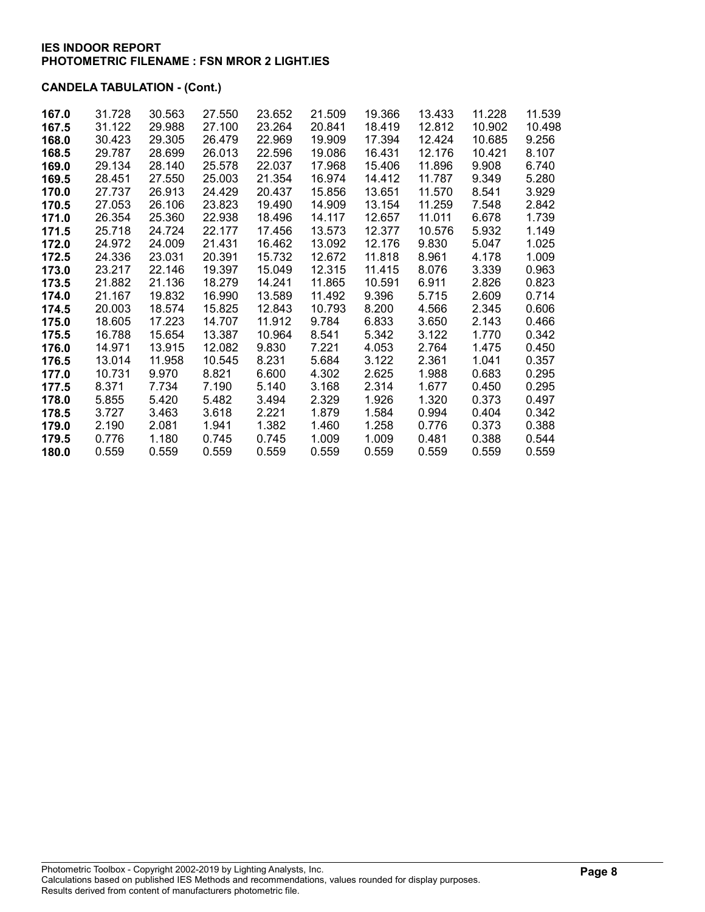**IES INDOOR REPORT**
**PHOTOMETRIC FILENAME : FSN MROR 2 LIGHT.IES**

**CANDELA TABULATION - (Cont.)**

| | | | | | | | | | |
|---|---|---|---|---|---|---|---|---|---|
| **167.0** | 31.728 | 30.563 | 27.550 | 23.652 | 21.509 | 19.366 | 13.433 | 11.228 | 11.539 |
| **167.5** | 31.122 | 29.988 | 27.100 | 23.264 | 20.841 | 18.419 | 12.812 | 10.902 | 10.498 |
| **168.0** | 30.423 | 29.305 | 26.479 | 22.969 | 19.909 | 17.394 | 12.424 | 10.685 | 9.256 |
| **168.5** | 29.787 | 28.699 | 26.013 | 22.596 | 19.086 | 16.431 | 12.176 | 10.421 | 8.107 |
| **169.0** | 29.134 | 28.140 | 25.578 | 22.037 | 17.968 | 15.406 | 11.896 | 9.908 | 6.740 |
| **169.5** | 28.451 | 27.550 | 25.003 | 21.354 | 16.974 | 14.412 | 11.787 | 9.349 | 5.280 |
| **170.0** | 27.737 | 26.913 | 24.429 | 20.437 | 15.856 | 13.651 | 11.570 | 8.541 | 3.929 |
| **170.5** | 27.053 | 26.106 | 23.823 | 19.490 | 14.909 | 13.154 | 11.259 | 7.548 | 2.842 |
| **171.0** | 26.354 | 25.360 | 22.938 | 18.496 | 14.117 | 12.657 | 11.011 | 6.678 | 1.739 |
| **171.5** | 25.718 | 24.724 | 22.177 | 17.456 | 13.573 | 12.377 | 10.576 | 5.932 | 1.149 |
| **172.0** | 24.972 | 24.009 | 21.431 | 16.462 | 13.092 | 12.176 | 9.830 | 5.047 | 1.025 |
| **172.5** | 24.336 | 23.031 | 20.391 | 15.732 | 12.672 | 11.818 | 8.961 | 4.178 | 1.009 |
| **173.0** | 23.217 | 22.146 | 19.397 | 15.049 | 12.315 | 11.415 | 8.076 | 3.339 | 0.963 |
| **173.5** | 21.882 | 21.136 | 18.279 | 14.241 | 11.865 | 10.591 | 6.911 | 2.826 | 0.823 |
| **174.0** | 21.167 | 19.832 | 16.990 | 13.589 | 11.492 | 9.396 | 5.715 | 2.609 | 0.714 |
| **174.5** | 20.003 | 18.574 | 15.825 | 12.843 | 10.793 | 8.200 | 4.566 | 2.345 | 0.606 |
| **175.0** | 18.605 | 17.223 | 14.707 | 11.912 | 9.784 | 6.833 | 3.650 | 2.143 | 0.466 |
| **175.5** | 16.788 | 15.654 | 13.387 | 10.964 | 8.541 | 5.342 | 3.122 | 1.770 | 0.342 |
| **176.0** | 14.971 | 13.915 | 12.082 | 9.830 | 7.221 | 4.053 | 2.764 | 1.475 | 0.450 |
| **176.5** | 13.014 | 11.958 | 10.545 | 8.231 | 5.684 | 3.122 | 2.361 | 1.041 | 0.357 |
| **177.0** | 10.731 | 9.970 | 8.821 | 6.600 | 4.302 | 2.625 | 1.988 | 0.683 | 0.295 |
| **177.5** | 8.371 | 7.734 | 7.190 | 5.140 | 3.168 | 2.314 | 1.677 | 0.450 | 0.295 |
| **178.0** | 5.855 | 5.420 | 5.482 | 3.494 | 2.329 | 1.926 | 1.320 | 0.373 | 0.497 |
| **178.5** | 3.727 | 3.463 | 3.618 | 2.221 | 1.879 | 1.584 | 0.994 | 0.404 | 0.342 |
| **179.0** | 2.190 | 2.081 | 1.941 | 1.382 | 1.460 | 1.258 | 0.776 | 0.373 | 0.388 |
| **179.5** | 0.776 | 1.180 | 0.745 | 0.745 | 1.009 | 1.009 | 0.481 | 0.388 | 0.544 |
| **180.0** | 0.559 | 0.559 | 0.559 | 0.559 | 0.559 | 0.559 | 0.559 | 0.559 | 0.559 |

Photometric Toolbox - Copyright 2002-2019 by Lighting Analysts, Inc.
Calculations based on published IES Methods and recommendations, values rounded for display purposes.
Results derived from content of manufacturers photometric file.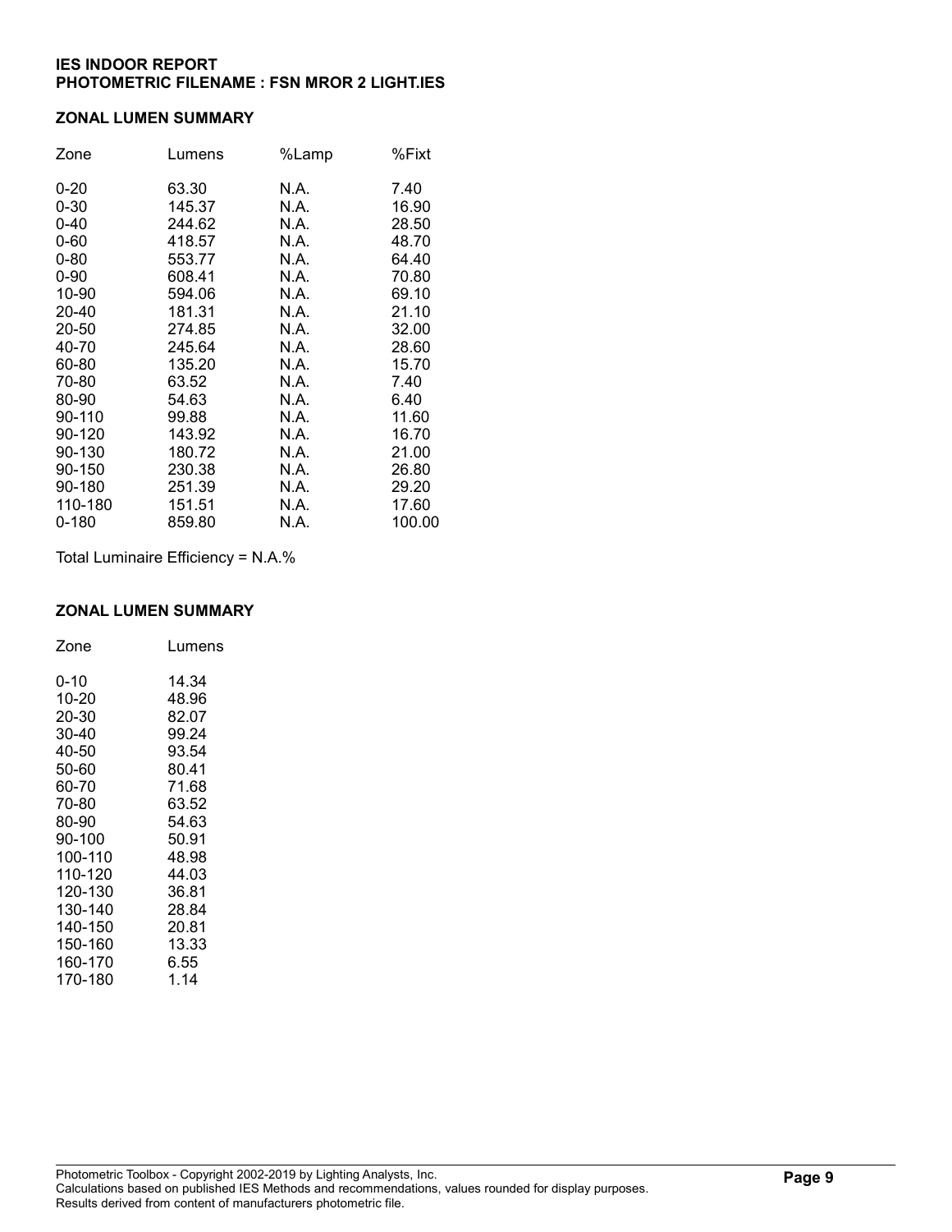**IES INDOOR REPORT**
**PHOTOMETRIC FILENAME : FSN MROR 2 LIGHT.IES**

## ZONAL LUMEN SUMMARY

| Zone | Lumens | %Lamp | %Fixt |
|---|---|---|---|
| 0-20 | 63.30 | N.A. | 7.40 |
| 0-30 | 145.37 | N.A. | 16.90 |
| 0-40 | 244.62 | N.A. | 28.50 |
| 0-60 | 418.57 | N.A. | 48.70 |
| 0-80 | 553.77 | N.A. | 64.40 |
| 0-90 | 608.41 | N.A. | 70.80 |
| 10-90 | 594.06 | N.A. | 69.10 |
| 20-40 | 181.31 | N.A. | 21.10 |
| 20-50 | 274.85 | N.A. | 32.00 |
| 40-70 | 245.64 | N.A. | 28.60 |
| 60-80 | 135.20 | N.A. | 15.70 |
| 70-80 | 63.52 | N.A. | 7.40 |
| 80-90 | 54.63 | N.A. | 6.40 |
| 90-110 | 99.88 | N.A. | 11.60 |
| 90-120 | 143.92 | N.A. | 16.70 |
| 90-130 | 180.72 | N.A. | 21.00 |
| 90-150 | 230.38 | N.A. | 26.80 |
| 90-180 | 251.39 | N.A. | 29.20 |
| 110-180 | 151.51 | N.A. | 17.60 |
| 0-180 | 859.80 | N.A. | 100.00 |

Total Luminaire Efficiency = N.A.%

## ZONAL LUMEN SUMMARY

| Zone | Lumens |
|---|---|
| 0-10 | 14.34 |
| 10-20 | 48.96 |
| 20-30 | 82.07 |
| 30-40 | 99.24 |
| 40-50 | 93.54 |
| 50-60 | 80.41 |
| 60-70 | 71.68 |
| 70-80 | 63.52 |
| 80-90 | 54.63 |
| 90-100 | 50.91 |
| 100-110 | 48.98 |
| 110-120 | 44.03 |
| 120-130 | 36.81 |
| 130-140 | 28.84 |
| 140-150 | 20.81 |
| 150-160 | 13.33 |
| 160-170 | 6.55 |
| 170-180 | 1.14 |

Photometric Toolbox - Copyright 2002-2019 by Lighting Analysts, Inc.
Calculations based on published IES Methods and recommendations, values rounded for display purposes.
Results derived from content of manufacturers photometric file.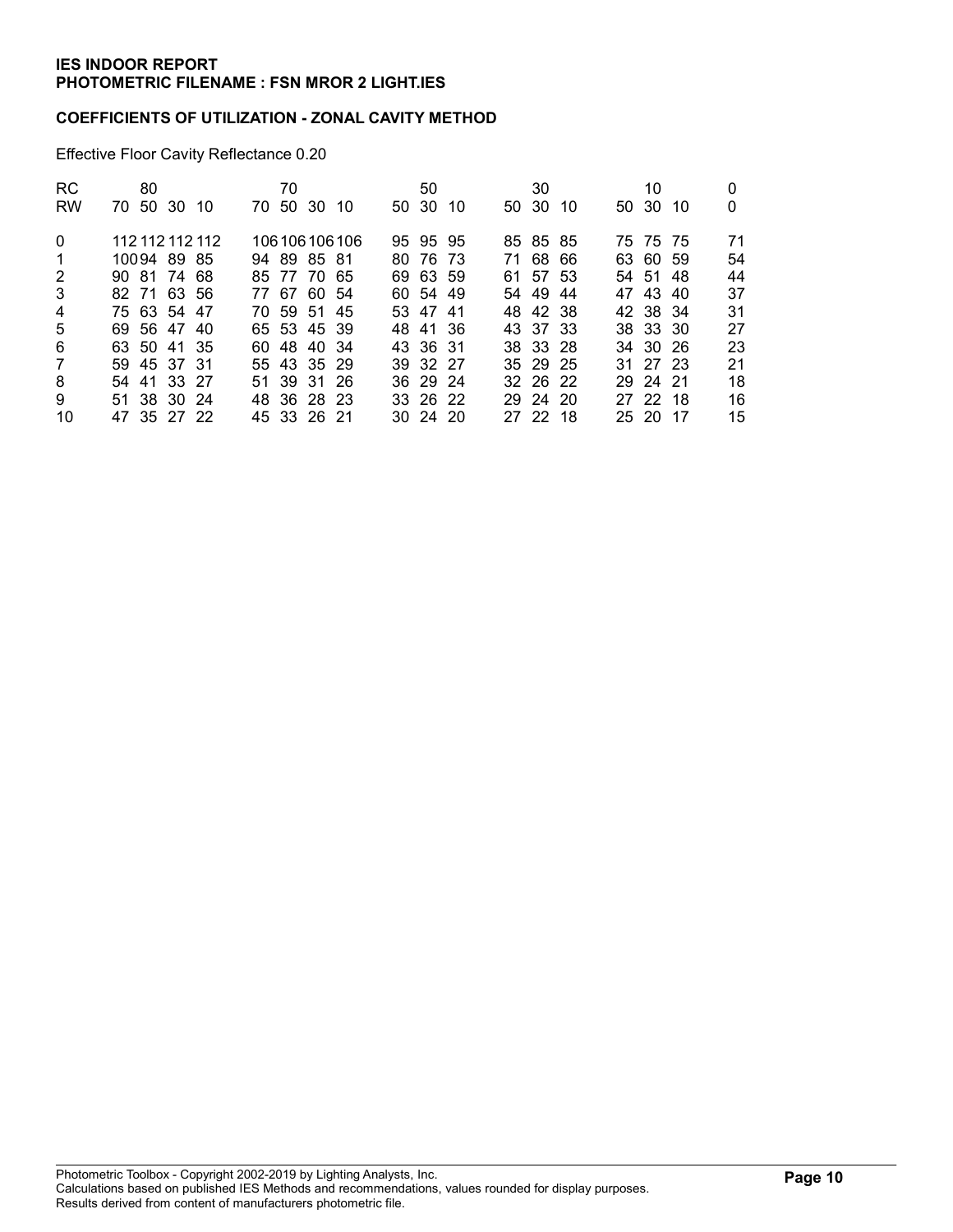**IES INDOOR REPORT**
**PHOTOMETRIC FILENAME : FSN MROR 2 LIGHT.IES**

**COEFFICIENTS OF UTILIZATION - ZONAL CAVITY METHOD**

Effective Floor Cavity Reflectance 0.20

| RC | 80 | | | | 70 | | | | 50 | | | 30 | | | 10 | | | 0 |
|---|---|---|---|---|---|---|---|---|---|---|---|---|---|---|---|---|---|---|
| RW | 70 | 50 | 30 | 10 | 70 | 50 | 30 | 10 | 50 | 30 | 10 | 50 | 30 | 10 | 50 | 30 | 10 | 0 |
| 0 | 112 | 112 | 112 | 112 | 106 | 106 | 106 | 106 | 95 | 95 | 95 | 85 | 85 | 85 | 75 | 75 | 75 | 71 |
| 1 | 100 | 94 | 89 | 85 | 94 | 89 | 85 | 81 | 80 | 76 | 73 | 71 | 68 | 66 | 63 | 60 | 59 | 54 |
| 2 | 90 | 81 | 74 | 68 | 85 | 77 | 70 | 65 | 69 | 63 | 59 | 61 | 57 | 53 | 54 | 51 | 48 | 44 |
| 3 | 82 | 71 | 63 | 56 | 77 | 67 | 60 | 54 | 60 | 54 | 49 | 54 | 49 | 44 | 47 | 43 | 40 | 37 |
| 4 | 75 | 63 | 54 | 47 | 70 | 59 | 51 | 45 | 53 | 47 | 41 | 48 | 42 | 38 | 42 | 38 | 34 | 31 |
| 5 | 69 | 56 | 47 | 40 | 65 | 53 | 45 | 39 | 48 | 41 | 36 | 43 | 37 | 33 | 38 | 33 | 30 | 27 |
| 6 | 63 | 50 | 41 | 35 | 60 | 48 | 40 | 34 | 43 | 36 | 31 | 38 | 33 | 28 | 34 | 30 | 26 | 23 |
| 7 | 59 | 45 | 37 | 31 | 55 | 43 | 35 | 29 | 39 | 32 | 27 | 35 | 29 | 25 | 31 | 27 | 23 | 21 |
| 8 | 54 | 41 | 33 | 27 | 51 | 39 | 31 | 26 | 36 | 29 | 24 | 32 | 26 | 22 | 29 | 24 | 21 | 18 |
| 9 | 51 | 38 | 30 | 24 | 48 | 36 | 28 | 23 | 33 | 26 | 22 | 29 | 24 | 20 | 27 | 22 | 18 | 16 |
| 10 | 47 | 35 | 27 | 22 | 45 | 33 | 26 | 21 | 30 | 24 | 20 | 27 | 22 | 18 | 25 | 20 | 17 | 15 |

Photometric Toolbox - Copyright 2002-2019 by Lighting Analysts, Inc.
Calculations based on published IES Methods and recommendations, values rounded for display purposes.
Results derived from content of manufacturers photometric file.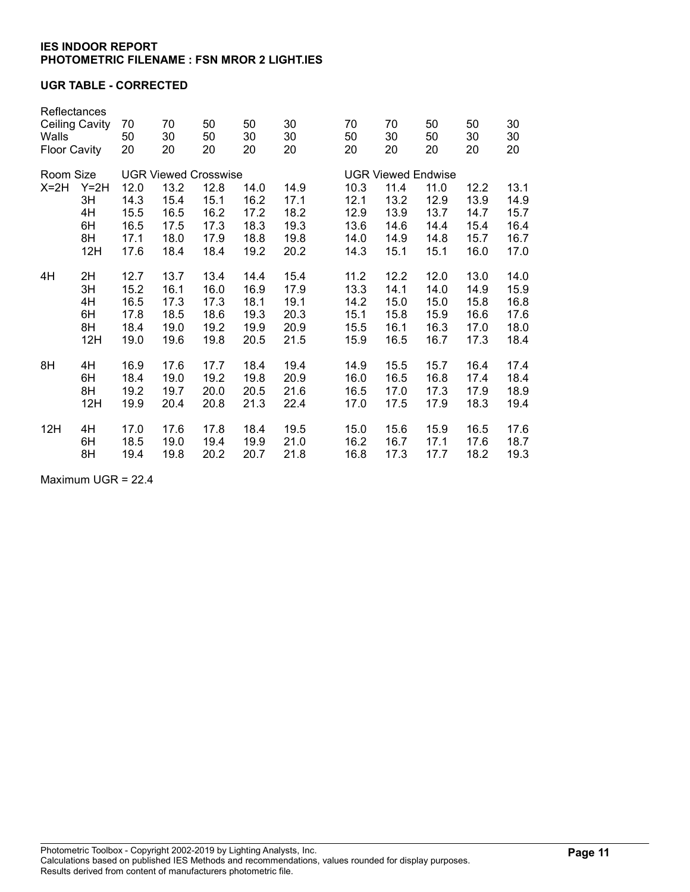**IES INDOOR REPORT**
**PHOTOMETRIC FILENAME : FSN MROR 2 LIGHT.IES**

**UGR TABLE - CORRECTED**

| Reflectances | | | | | | | | | | | |
|---|---|---|---|---|---|---|---|---|---|---|---|
| Ceiling Cavity | | 70 | 70 | 50 | 50 | 30 | 70 | 70 | 50 | 50 | 30 |
| Walls | | 50 | 30 | 50 | 30 | 30 | 50 | 30 | 50 | 30 | 30 |
| Floor Cavity | | 20 | 20 | 20 | 20 | 20 | 20 | 20 | 20 | 20 | 20 |
| Room Size | | UGR Viewed Crosswise | | | | | UGR Viewed Endwise | | | | |
| X=2H | Y=2H | 12.0 | 13.2 | 12.8 | 14.0 | 14.9 | 10.3 | 11.4 | 11.0 | 12.2 | 13.1 |
| | 3H | 14.3 | 15.4 | 15.1 | 16.2 | 17.1 | 12.1 | 13.2 | 12.9 | 13.9 | 14.9 |
| | 4H | 15.5 | 16.5 | 16.2 | 17.2 | 18.2 | 12.9 | 13.9 | 13.7 | 14.7 | 15.7 |
| | 6H | 16.5 | 17.5 | 17.3 | 18.3 | 19.3 | 13.6 | 14.6 | 14.4 | 15.4 | 16.4 |
| | 8H | 17.1 | 18.0 | 17.9 | 18.8 | 19.8 | 14.0 | 14.9 | 14.8 | 15.7 | 16.7 |
| | 12H | 17.6 | 18.4 | 18.4 | 19.2 | 20.2 | 14.3 | 15.1 | 15.1 | 16.0 | 17.0 |
| 4H | 2H | 12.7 | 13.7 | 13.4 | 14.4 | 15.4 | 11.2 | 12.2 | 12.0 | 13.0 | 14.0 |
| | 3H | 15.2 | 16.1 | 16.0 | 16.9 | 17.9 | 13.3 | 14.1 | 14.0 | 14.9 | 15.9 |
| | 4H | 16.5 | 17.3 | 17.3 | 18.1 | 19.1 | 14.2 | 15.0 | 15.0 | 15.8 | 16.8 |
| | 6H | 17.8 | 18.5 | 18.6 | 19.3 | 20.3 | 15.1 | 15.8 | 15.9 | 16.6 | 17.6 |
| | 8H | 18.4 | 19.0 | 19.2 | 19.9 | 20.9 | 15.5 | 16.1 | 16.3 | 17.0 | 18.0 |
| | 12H | 19.0 | 19.6 | 19.8 | 20.5 | 21.5 | 15.9 | 16.5 | 16.7 | 17.3 | 18.4 |
| 8H | 4H | 16.9 | 17.6 | 17.7 | 18.4 | 19.4 | 14.9 | 15.5 | 15.7 | 16.4 | 17.4 |
| | 6H | 18.4 | 19.0 | 19.2 | 19.8 | 20.9 | 16.0 | 16.5 | 16.8 | 17.4 | 18.4 |
| | 8H | 19.2 | 19.7 | 20.0 | 20.5 | 21.6 | 16.5 | 17.0 | 17.3 | 17.9 | 18.9 |
| | 12H | 19.9 | 20.4 | 20.8 | 21.3 | 22.4 | 17.0 | 17.5 | 17.9 | 18.3 | 19.4 |
| 12H | 4H | 17.0 | 17.6 | 17.8 | 18.4 | 19.5 | 15.0 | 15.6 | 15.9 | 16.5 | 17.6 |
| | 6H | 18.5 | 19.0 | 19.4 | 19.9 | 21.0 | 16.2 | 16.7 | 17.1 | 17.6 | 18.7 |
| | 8H | 19.4 | 19.8 | 20.2 | 20.7 | 21.8 | 16.8 | 17.3 | 17.7 | 18.2 | 19.3 |

Maximum UGR = 22.4

Photometric Toolbox - Copyright 2002-2019 by Lighting Analysts, Inc.
Calculations based on published IES Methods and recommendations, values rounded for display purposes.
Results derived from content of manufacturers photometric file.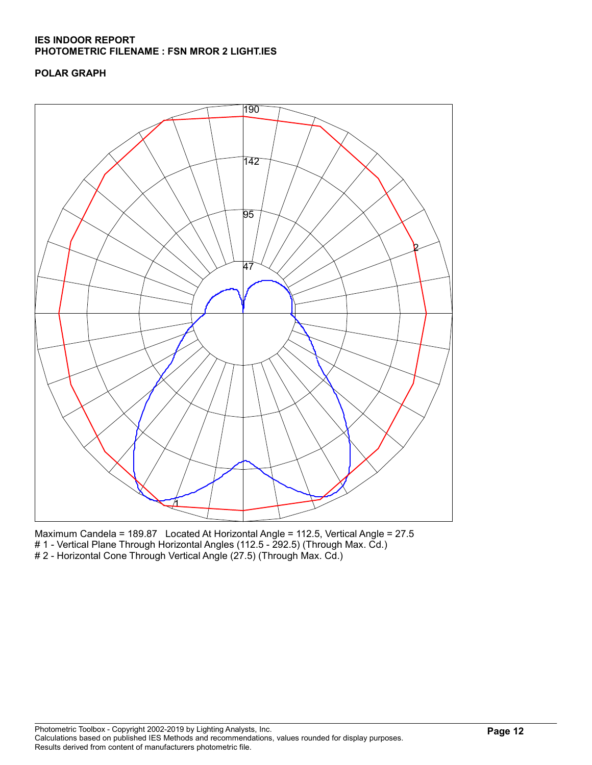**IES INDOOR REPORT**
**PHOTOMETRIC FILENAME : FSN MROR 2 LIGHT.IES**

**POLAR GRAPH**

190
142
95
47
2
1

Maximum Candela = 189.87 Located At Horizontal Angle = 112.5, Vertical Angle = 27.5
# 1 - Vertical Plane Through Horizontal Angles (112.5 - 292.5) (Through Max. Cd.)
# 2 - Horizontal Cone Through Vertical Angle (27.5) (Through Max. Cd.)

Photometric Toolbox - Copyright 2002-2019 by Lighting Analysts, Inc.
Calculations based on published IES Methods and recommendations, values rounded for display purposes.
Results derived from content of manufacturers photometric file.